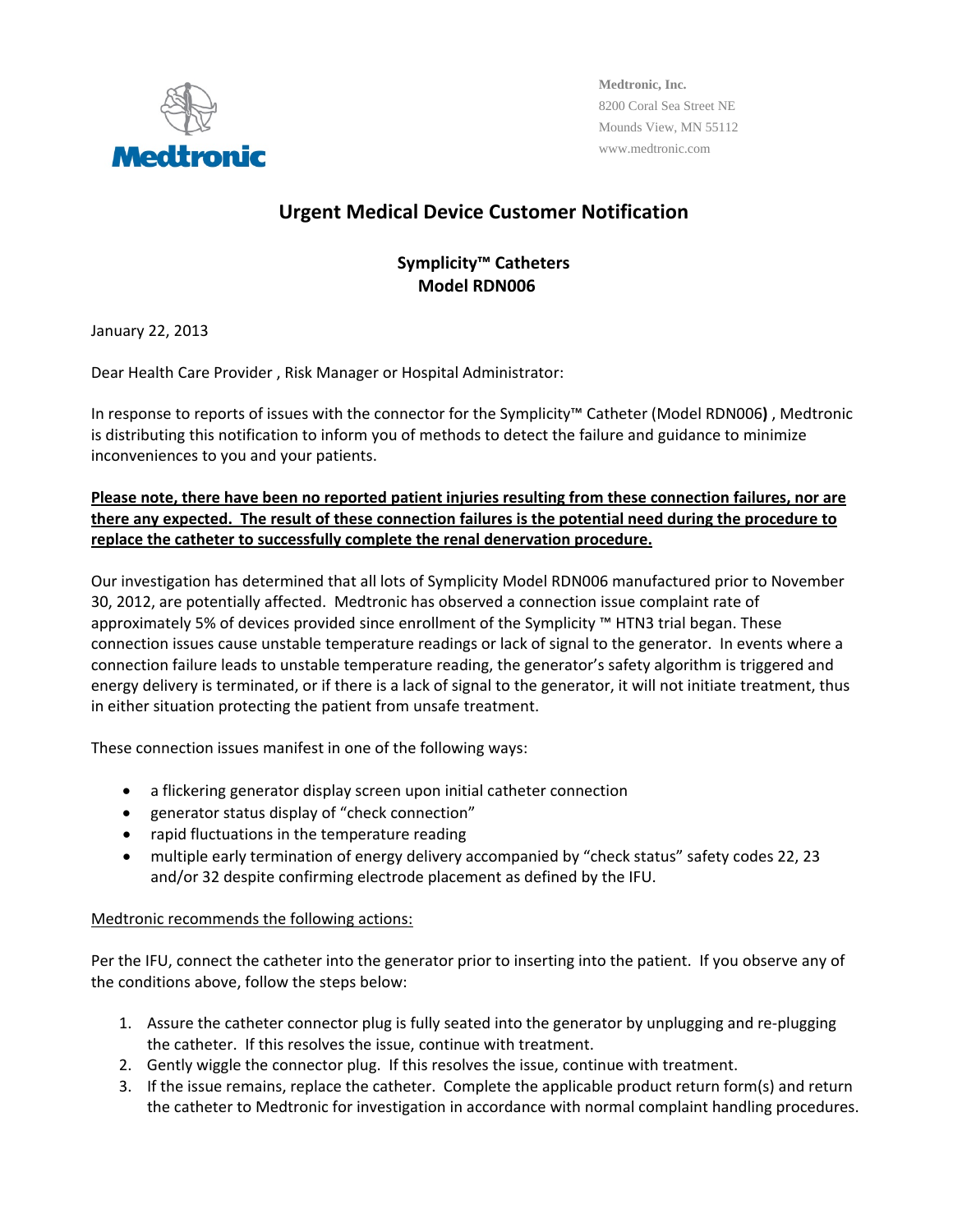Medtronic

**Medtronic, Inc.**
8200 Coral Sea Street NE
Mounds View, MN 55112
www.medtronic.com

# Urgent Medical Device Customer Notification

## Symplicity™ Catheters
## Model RDN006

January 22, 2013

Dear Health Care Provider , Risk Manager or Hospital Administrator:

In response to reports of issues with the connector for the Symplicity™ Catheter (Model RDN006**)** , Medtronic is distributing this notification to inform you of methods to detect the failure and guidance to minimize inconveniences to you and your patients.

**Please note, there have been no reported patient injuries resulting from these connection failures, nor are there any expected. The result of these connection failures is the potential need during the procedure to replace the catheter to successfully complete the renal denervation procedure.**

Our investigation has determined that all lots of Symplicity Model RDN006 manufactured prior to November 30, 2012, are potentially affected. Medtronic has observed a connection issue complaint rate of approximately 5% of devices provided since enrollment of the Symplicity ™ HTN3 trial began. These connection issues cause unstable temperature readings or lack of signal to the generator. In events where a connection failure leads to unstable temperature reading, the generator's safety algorithm is triggered and energy delivery is terminated, or if there is a lack of signal to the generator, it will not initiate treatment, thus in either situation protecting the patient from unsafe treatment.

These connection issues manifest in one of the following ways:

- a flickering generator display screen upon initial catheter connection
- generator status display of "check connection"
- rapid fluctuations in the temperature reading
- multiple early termination of energy delivery accompanied by "check status" safety codes 22, 23 and/or 32 despite confirming electrode placement as defined by the IFU.

Medtronic recommends the following actions:

Per the IFU, connect the catheter into the generator prior to inserting into the patient. If you observe any of the conditions above, follow the steps below:

1. Assure the catheter connector plug is fully seated into the generator by unplugging and re-plugging the catheter. If this resolves the issue, continue with treatment.
2. Gently wiggle the connector plug. If this resolves the issue, continue with treatment.
3. If the issue remains, replace the catheter. Complete the applicable product return form(s) and return the catheter to Medtronic for investigation in accordance with normal complaint handling procedures.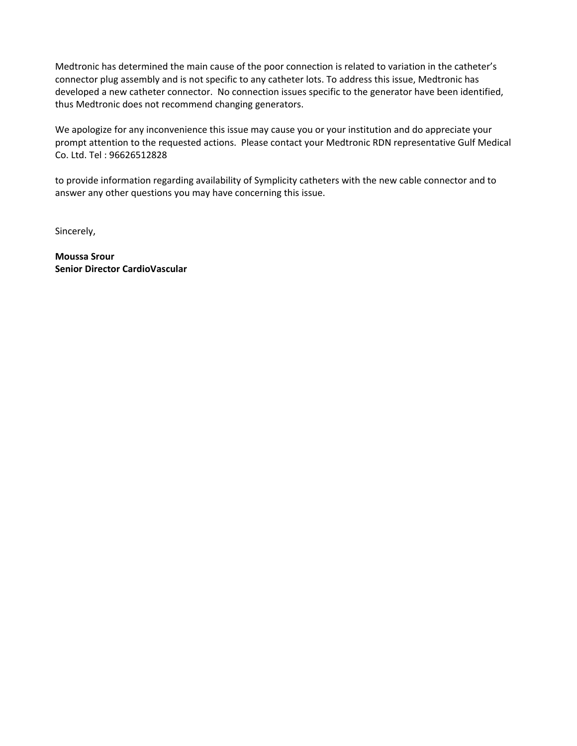Medtronic has determined the main cause of the poor connection is related to variation in the catheter's connector plug assembly and is not specific to any catheter lots. To address this issue, Medtronic has developed a new catheter connector. No connection issues specific to the generator have been identified, thus Medtronic does not recommend changing generators.

We apologize for any inconvenience this issue may cause you or your institution and do appreciate your prompt attention to the requested actions. Please contact your Medtronic RDN representative Gulf Medical Co. Ltd. Tel : 96626512828

to provide information regarding availability of Symplicity catheters with the new cable connector and to answer any other questions you may have concerning this issue.

Sincerely,

**Moussa Srour**
**Senior Director CardioVascular**